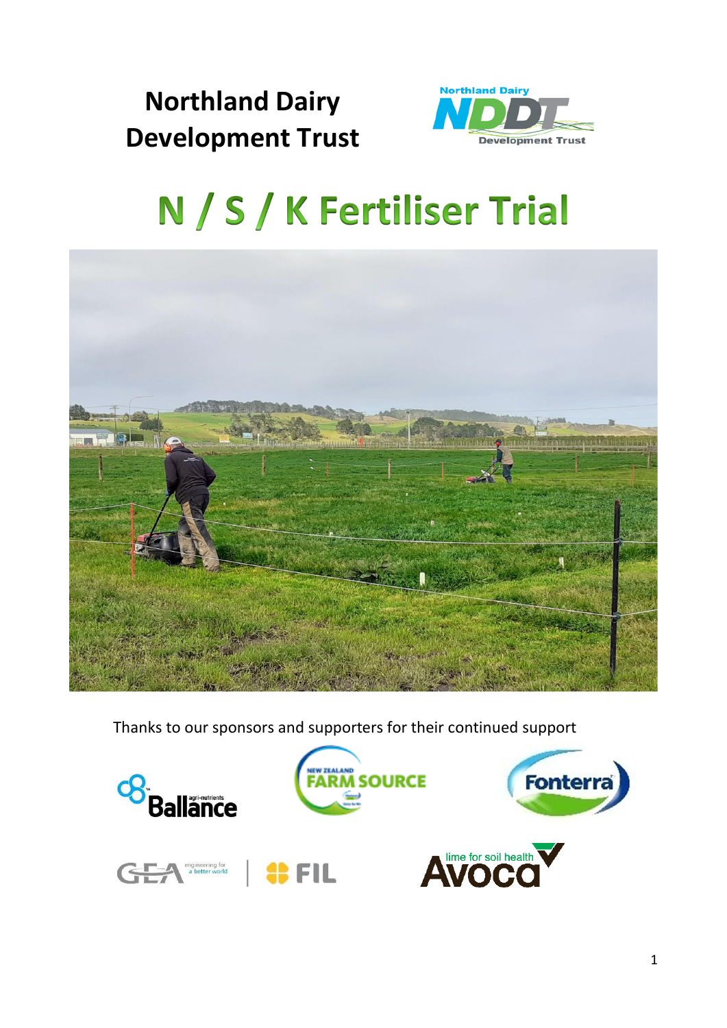# Northland Dairy Development Trust

# N / S / K Fertiliser Trial

Thanks to our sponsors and supporters for their continued support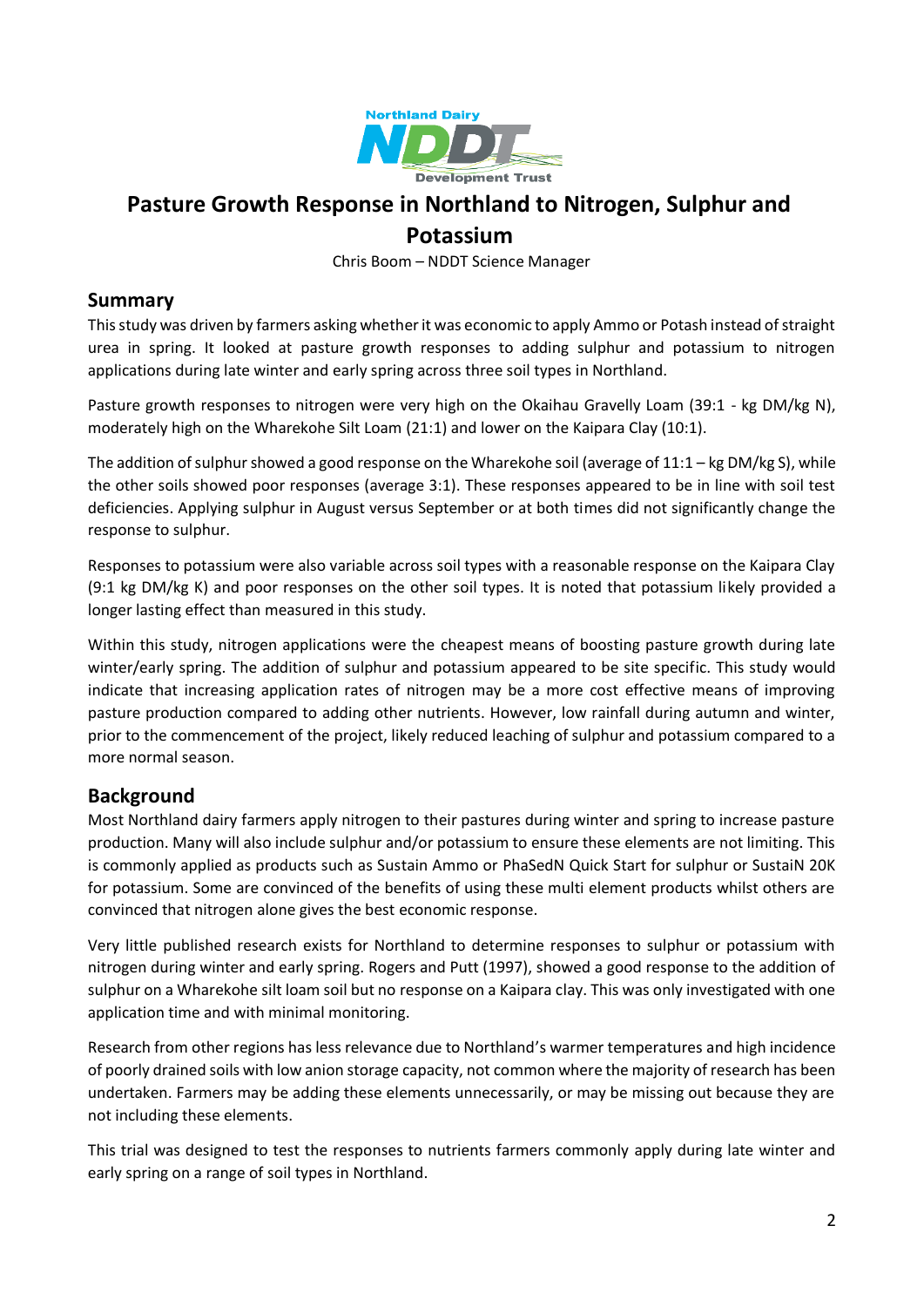# Pasture Growth Response in Northland to Nitrogen, Sulphur and Potassium

Chris Boom – NDDT Science Manager

## Summary

This study was driven by farmers asking whether it was economic to apply Ammo or Potash instead of straight urea in spring. It looked at pasture growth responses to adding sulphur and potassium to nitrogen applications during late winter and early spring across three soil types in Northland.

Pasture growth responses to nitrogen were very high on the Okaihau Gravelly Loam (39:1 - kg DM/kg N), moderately high on the Wharekohe Silt Loam (21:1) and lower on the Kaipara Clay (10:1).

The addition of sulphur showed a good response on the Wharekohe soil (average of 11:1 – kg DM/kg S), while the other soils showed poor responses (average 3:1). These responses appeared to be in line with soil test deficiencies. Applying sulphur in August versus September or at both times did not significantly change the response to sulphur.

Responses to potassium were also variable across soil types with a reasonable response on the Kaipara Clay (9:1 kg DM/kg K) and poor responses on the other soil types. It is noted that potassium likely provided a longer lasting effect than measured in this study.

Within this study, nitrogen applications were the cheapest means of boosting pasture growth during late winter/early spring. The addition of sulphur and potassium appeared to be site specific. This study would indicate that increasing application rates of nitrogen may be a more cost effective means of improving pasture production compared to adding other nutrients. However, low rainfall during autumn and winter, prior to the commencement of the project, likely reduced leaching of sulphur and potassium compared to a more normal season.

## Background

Most Northland dairy farmers apply nitrogen to their pastures during winter and spring to increase pasture production. Many will also include sulphur and/or potassium to ensure these elements are not limiting. This is commonly applied as products such as Sustain Ammo or PhaSedN Quick Start for sulphur or SustaiN 20K for potassium. Some are convinced of the benefits of using these multi element products whilst others are convinced that nitrogen alone gives the best economic response.

Very little published research exists for Northland to determine responses to sulphur or potassium with nitrogen during winter and early spring. Rogers and Putt (1997), showed a good response to the addition of sulphur on a Wharekohe silt loam soil but no response on a Kaipara clay. This was only investigated with one application time and with minimal monitoring.

Research from other regions has less relevance due to Northland's warmer temperatures and high incidence of poorly drained soils with low anion storage capacity, not common where the majority of research has been undertaken. Farmers may be adding these elements unnecessarily, or may be missing out because they are not including these elements.

This trial was designed to test the responses to nutrients farmers commonly apply during late winter and early spring on a range of soil types in Northland.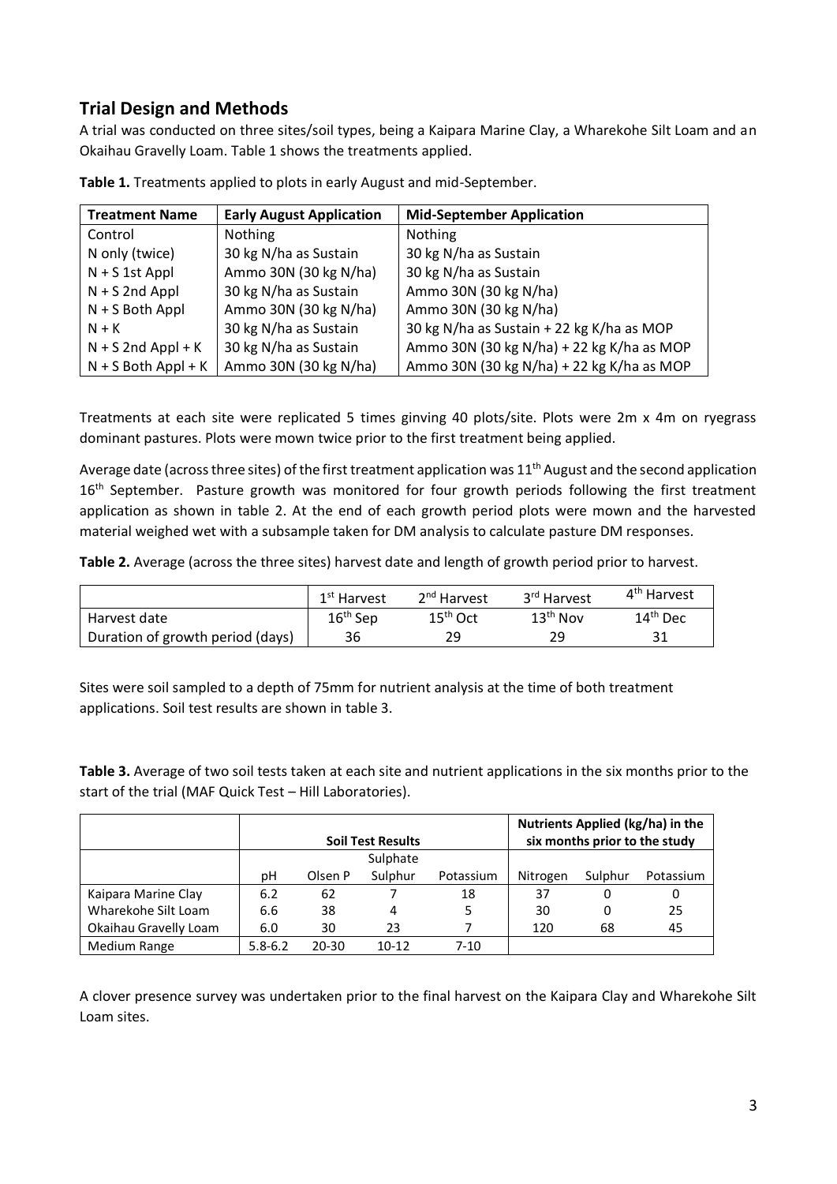## Trial Design and Methods

A trial was conducted on three sites/soil types, being a Kaipara Marine Clay, a Wharekohe Silt Loam and an Okaihau Gravelly Loam. Table 1 shows the treatments applied.

**Table 1.** Treatments applied to plots in early August and mid-September.

| Treatment Name | Early August Application | Mid-September Application |
|---|---|---|
| Control | Nothing | Nothing |
| N only (twice) | 30 kg N/ha as Sustain | 30 kg N/ha as Sustain |
| N + S 1st Appl | Ammo 30N (30 kg N/ha) | 30 kg N/ha as Sustain |
| N + S 2nd Appl | 30 kg N/ha as Sustain | Ammo 30N (30 kg N/ha) |
| N + S Both Appl | Ammo 30N (30 kg N/ha) | Ammo 30N (30 kg N/ha) |
| N + K | 30 kg N/ha as Sustain | 30 kg N/ha as Sustain + 22 kg K/ha as MOP |
| N + S 2nd Appl + K | 30 kg N/ha as Sustain | Ammo 30N (30 kg N/ha) + 22 kg K/ha as MOP |
| N + S Both Appl + K | Ammo 30N (30 kg N/ha) | Ammo 30N (30 kg N/ha) + 22 kg K/ha as MOP |

Treatments at each site were replicated 5 times ginving 40 plots/site. Plots were 2m x 4m on ryegrass dominant pastures. Plots were mown twice prior to the first treatment being applied.

Average date (across three sites) of the first treatment application was 11th August and the second application 16th September. Pasture growth was monitored for four growth periods following the first treatment application as shown in table 2. At the end of each growth period plots were mown and the harvested material weighed wet with a subsample taken for DM analysis to calculate pasture DM responses.

**Table 2.** Average (across the three sites) harvest date and length of growth period prior to harvest.

| | 1st Harvest | 2nd Harvest | 3rd Harvest | 4th Harvest |
|---|---|---|---|---|
| Harvest date | 16th Sep | 15th Oct | 13th Nov | 14th Dec |
| Duration of growth period (days) | 36 | 29 | 29 | 31 |

Sites were soil sampled to a depth of 75mm for nutrient analysis at the time of both treatment applications. Soil test results are shown in table 3.

**Table 3.** Average of two soil tests taken at each site and nutrient applications in the six months prior to the start of the trial (MAF Quick Test – Hill Laboratories).

| | Soil Test Results | | | | Nutrients Applied (kg/ha) in the six months prior to the study | | |
|---|---|---|---|---|---|---|---|
| | pH | Olsen P | Sulphate Sulphur | Potassium | Nitrogen | Sulphur | Potassium |
| Kaipara Marine Clay | 6.2 | 62 | 7 | 18 | 37 | 0 | 0 |
| Wharekohe Silt Loam | 6.6 | 38 | 4 | 5 | 30 | 0 | 25 |
| Okaihau Gravelly Loam | 6.0 | 30 | 23 | 7 | 120 | 68 | 45 |
| Medium Range | 5.8-6.2 | 20-30 | 10-12 | 7-10 | | | |

A clover presence survey was undertaken prior to the final harvest on the Kaipara Clay and Wharekohe Silt Loam sites.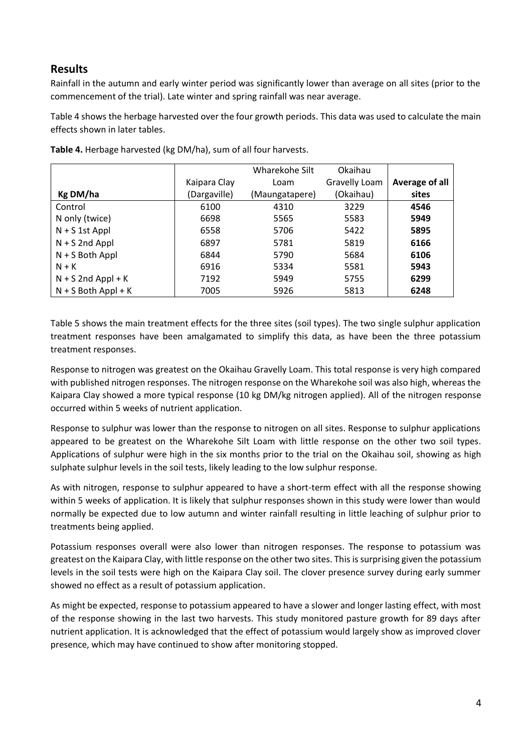## Results

Rainfall in the autumn and early winter period was significantly lower than average on all sites (prior to the commencement of the trial). Late winter and spring rainfall was near average.

Table 4 shows the herbage harvested over the four growth periods. This data was used to calculate the main effects shown in later tables.

**Table 4.** Herbage harvested (kg DM/ha), sum of all four harvests.

| Kg DM/ha | Kaipara Clay (Dargaville) | Wharekohe Silt Loam (Maungatapere) | Okaihau Gravelly Loam (Okaihau) | Average of all sites |
|---|---|---|---|---|
| Control | 6100 | 4310 | 3229 | **4546** |
| N only (twice) | 6698 | 5565 | 5583 | **5949** |
| N + S 1st Appl | 6558 | 5706 | 5422 | **5895** |
| N + S 2nd Appl | 6897 | 5781 | 5819 | **6166** |
| N + S Both Appl | 6844 | 5790 | 5684 | **6106** |
| N + K | 6916 | 5334 | 5581 | **5943** |
| N + S 2nd Appl + K | 7192 | 5949 | 5755 | **6299** |
| N + S Both Appl + K | 7005 | 5926 | 5813 | **6248** |

Table 5 shows the main treatment effects for the three sites (soil types). The two single sulphur application treatment responses have been amalgamated to simplify this data, as have been the three potassium treatment responses.

Response to nitrogen was greatest on the Okaihau Gravelly Loam. This total response is very high compared with published nitrogen responses. The nitrogen response on the Wharekohe soil was also high, whereas the Kaipara Clay showed a more typical response (10 kg DM/kg nitrogen applied). All of the nitrogen response occurred within 5 weeks of nutrient application.

Response to sulphur was lower than the response to nitrogen on all sites. Response to sulphur applications appeared to be greatest on the Wharekohe Silt Loam with little response on the other two soil types. Applications of sulphur were high in the six months prior to the trial on the Okaihau soil, showing as high sulphate sulphur levels in the soil tests, likely leading to the low sulphur response.

As with nitrogen, response to sulphur appeared to have a short-term effect with all the response showing within 5 weeks of application. It is likely that sulphur responses shown in this study were lower than would normally be expected due to low autumn and winter rainfall resulting in little leaching of sulphur prior to treatments being applied.

Potassium responses overall were also lower than nitrogen responses. The response to potassium was greatest on the Kaipara Clay, with little response on the other two sites. This is surprising given the potassium levels in the soil tests were high on the Kaipara Clay soil. The clover presence survey during early summer showed no effect as a result of potassium application.

As might be expected, response to potassium appeared to have a slower and longer lasting effect, with most of the response showing in the last two harvests. This study monitored pasture growth for 89 days after nutrient application. It is acknowledged that the effect of potassium would largely show as improved clover presence, which may have continued to show after monitoring stopped.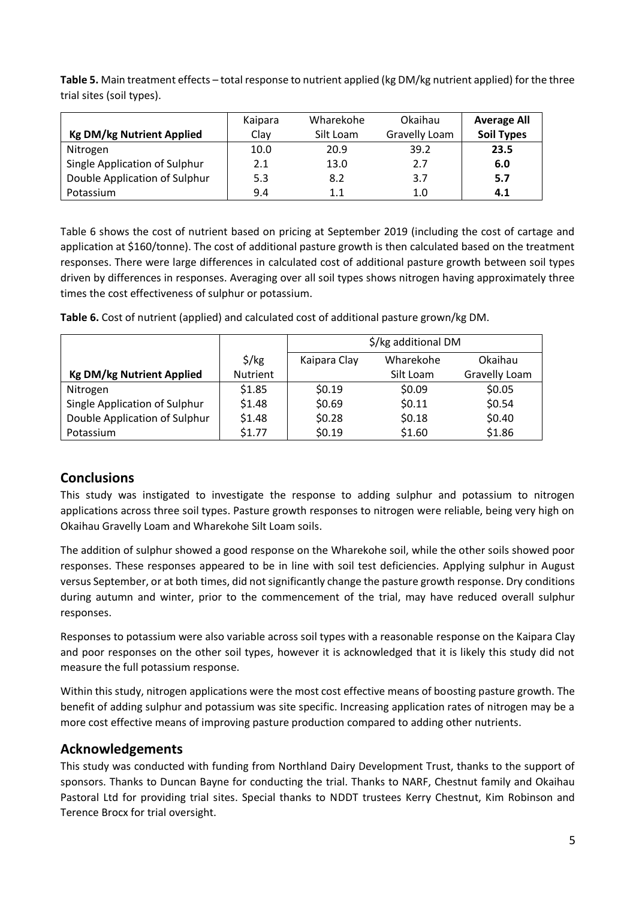**Table 5.** Main treatment effects – total response to nutrient applied (kg DM/kg nutrient applied) for the three trial sites (soil types).

| Kg DM/kg Nutrient Applied | Kaipara Clay | Wharekohe Silt Loam | Okaihau Gravelly Loam | **Average All Soil Types** |
|---|---|---|---|---|
| Nitrogen | 10.0 | 20.9 | 39.2 | **23.5** |
| Single Application of Sulphur | 2.1 | 13.0 | 2.7 | **6.0** |
| Double Application of Sulphur | 5.3 | 8.2 | 3.7 | **5.7** |
| Potassium | 9.4 | 1.1 | 1.0 | **4.1** |

Table 6 shows the cost of nutrient based on pricing at September 2019 (including the cost of cartage and application at $160/tonne). The cost of additional pasture growth is then calculated based on the treatment responses. There were large differences in calculated cost of additional pasture growth between soil types driven by differences in responses. Averaging over all soil types shows nitrogen having approximately three times the cost effectiveness of sulphur or potassium.

**Table 6.** Cost of nutrient (applied) and calculated cost of additional pasture grown/kg DM.

| | | $/kg additional DM | | |
|---|---|---|---|---|
| **Kg DM/kg Nutrient Applied** | $/kg Nutrient | Kaipara Clay | Wharekohe Silt Loam | Okaihau Gravelly Loam |
| Nitrogen | $1.85 | $0.19 | $0.09 | $0.05 |
| Single Application of Sulphur | $1.48 | $0.69 | $0.11 | $0.54 |
| Double Application of Sulphur | $1.48 | $0.28 | $0.18 | $0.40 |
| Potassium | $1.77 | $0.19 | $1.60 | $1.86 |

## Conclusions

This study was instigated to investigate the response to adding sulphur and potassium to nitrogen applications across three soil types. Pasture growth responses to nitrogen were reliable, being very high on Okaihau Gravelly Loam and Wharekohe Silt Loam soils.

The addition of sulphur showed a good response on the Wharekohe soil, while the other soils showed poor responses. These responses appeared to be in line with soil test deficiencies. Applying sulphur in August versus September, or at both times, did not significantly change the pasture growth response. Dry conditions during autumn and winter, prior to the commencement of the trial, may have reduced overall sulphur responses.

Responses to potassium were also variable across soil types with a reasonable response on the Kaipara Clay and poor responses on the other soil types, however it is acknowledged that it is likely this study did not measure the full potassium response.

Within this study, nitrogen applications were the most cost effective means of boosting pasture growth. The benefit of adding sulphur and potassium was site specific. Increasing application rates of nitrogen may be a more cost effective means of improving pasture production compared to adding other nutrients.

## Acknowledgements

This study was conducted with funding from Northland Dairy Development Trust, thanks to the support of sponsors. Thanks to Duncan Bayne for conducting the trial. Thanks to NARF, Chestnut family and Okaihau Pastoral Ltd for providing trial sites. Special thanks to NDDT trustees Kerry Chestnut, Kim Robinson and Terence Brocx for trial oversight.